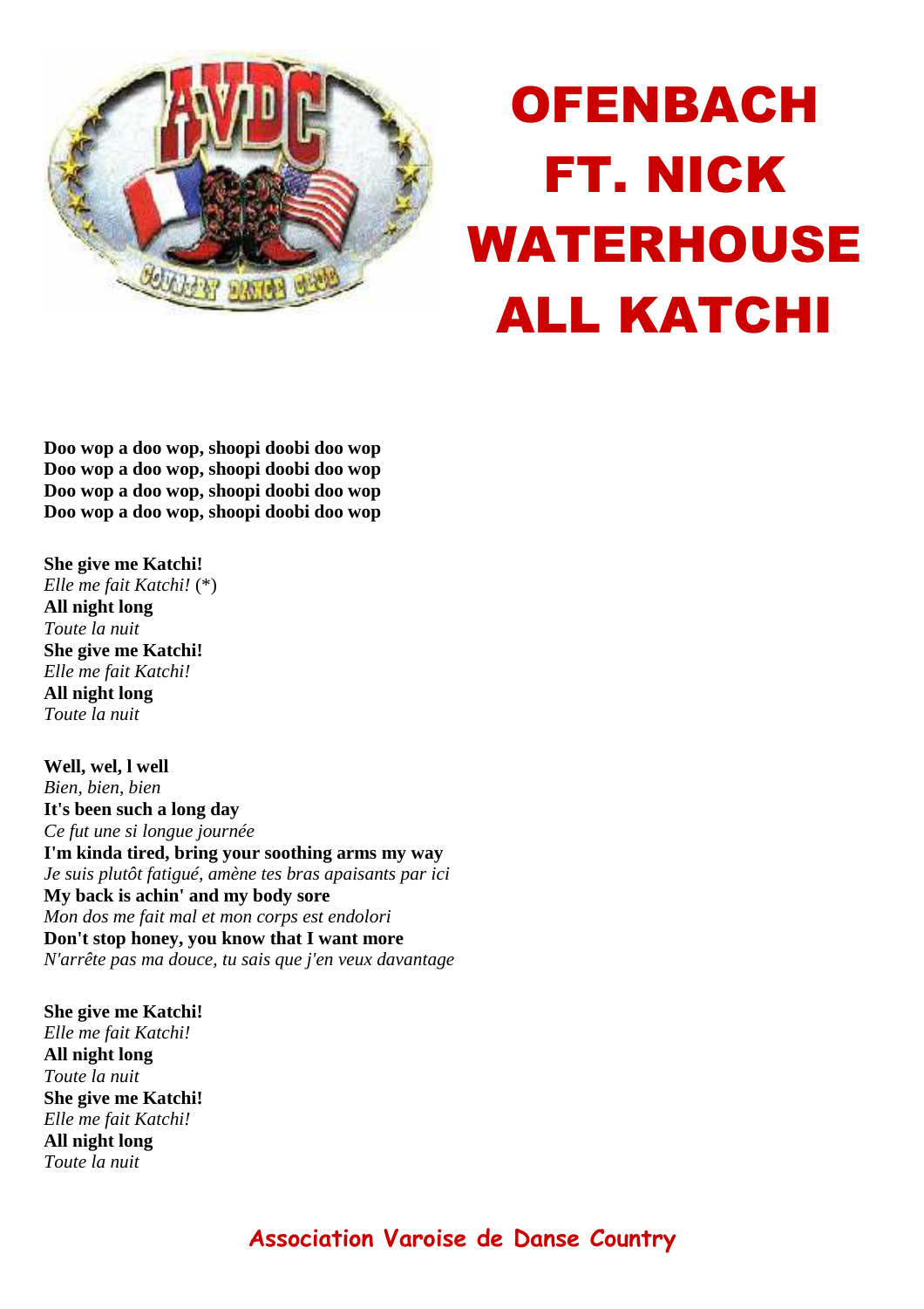# OFENBACH FT. NICK WATERHOUSE ALL KATCHI

**Doo wop a doo wop, shoopi doobi doo wop**
**Doo wop a doo wop, shoopi doobi doo wop**
**Doo wop a doo wop, shoopi doobi doo wop**
**Doo wop a doo wop, shoopi doobi doo wop**

**She give me Katchi!**
*Elle me fait Katchi!* (*)
**All night long**
*Toute la nuit*
**She give me Katchi!**
*Elle me fait Katchi!*
**All night long**
*Toute la nuit*

**Well, wel, l well**
*Bien, bien, bien*
**It's been such a long day**
*Ce fut une si longue journée*
**I'm kinda tired, bring your soothing arms my way**
*Je suis plutôt fatigué, amène tes bras apaisants par ici*
**My back is achin' and my body sore**
*Mon dos me fait mal et mon corps est endolori*
**Don't stop honey, you know that I want more**
*N'arrête pas ma douce, tu sais que j'en veux davantage*

**She give me Katchi!**
*Elle me fait Katchi!*
**All night long**
*Toute la nuit*
**She give me Katchi!**
*Elle me fait Katchi!*
**All night long**
*Toute la nuit*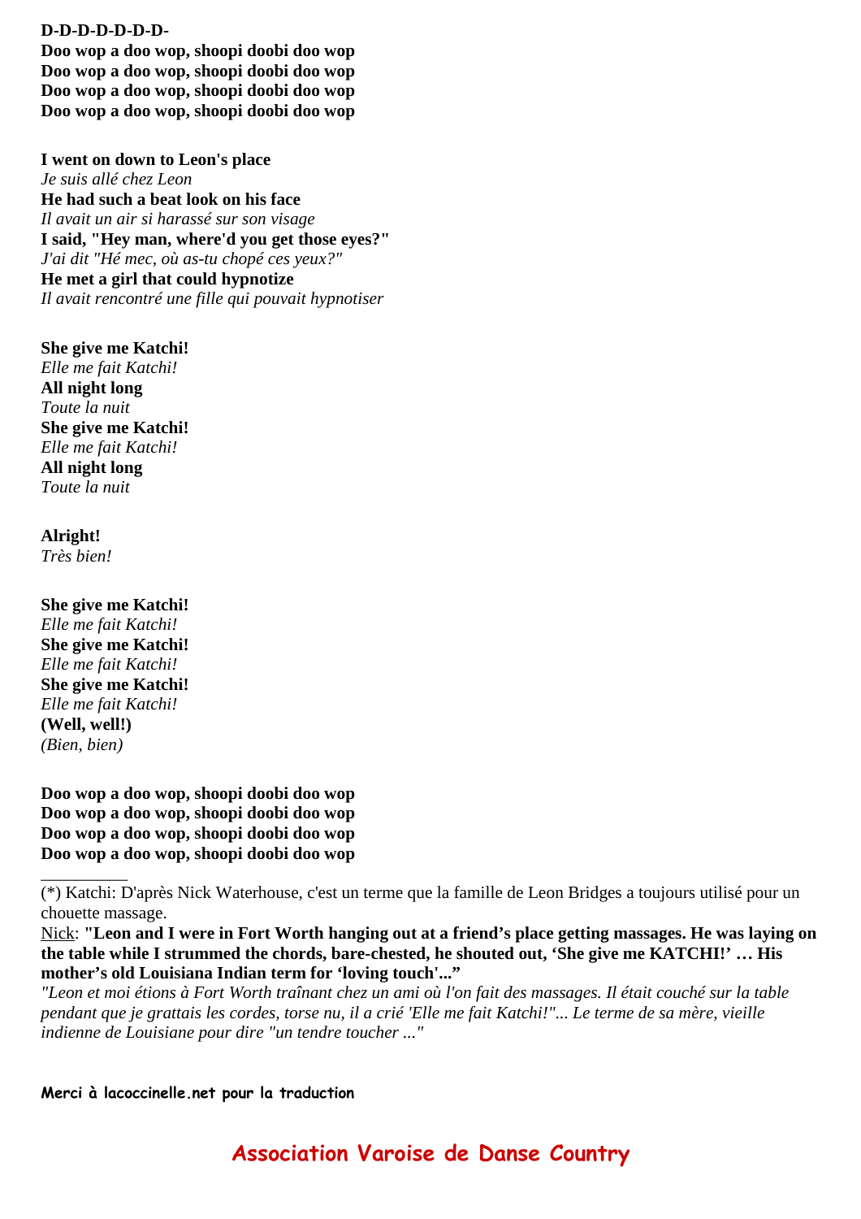**D-D-D-D-D-D-D-**
**Doo wop a doo wop, shoopi doobi doo wop**
**Doo wop a doo wop, shoopi doobi doo wop**
**Doo wop a doo wop, shoopi doobi doo wop**
**Doo wop a doo wop, shoopi doobi doo wop**

**I went on down to Leon's place**
*Je suis allé chez Leon*
**He had such a beat look on his face**
*Il avait un air si harassé sur son visage*
**I said, "Hey man, where'd you get those eyes?"**
*J'ai dit "Hé mec, où as-tu chopé ces yeux?"*
**He met a girl that could hypnotize**
*Il avait rencontré une fille qui pouvait hypnotiser*

**She give me Katchi!**
*Elle me fait Katchi!*
**All night long**
*Toute la nuit*
**She give me Katchi!**
*Elle me fait Katchi!*
**All night long**
*Toute la nuit*

**Alright!**
*Très bien!*

**She give me Katchi!**
*Elle me fait Katchi!*
**She give me Katchi!**
*Elle me fait Katchi!*
**She give me Katchi!**
*Elle me fait Katchi!*
**(Well, well!)**
*(Bien, bien)*

**Doo wop a doo wop, shoopi doobi doo wop**
**Doo wop a doo wop, shoopi doobi doo wop**
**Doo wop a doo wop, shoopi doobi doo wop**
**Doo wop a doo wop, shoopi doobi doo wop**

__________

(*) Katchi: D'après Nick Waterhouse, c'est un terme que la famille de Leon Bridges a toujours utilisé pour un chouette massage.

Nick: **"Leon and I were in Fort Worth hanging out at a friend's place getting massages. He was laying on the table while I strummed the chords, bare-chested, he shouted out, 'She give me KATCHI!' … His mother's old Louisiana Indian term for 'loving touch'..."**

*"Leon et moi étions à Fort Worth traînant chez un ami où l'on fait des massages. Il était couché sur la table pendant que je grattais les cordes, torse nu, il a crié 'Elle me fait Katchi!"... Le terme de sa mère, vieille indienne de Louisiane pour dire "un tendre toucher ..."*

**Merci à lacoccinelle.net pour la traduction**

**Association Varoise de Danse Country**